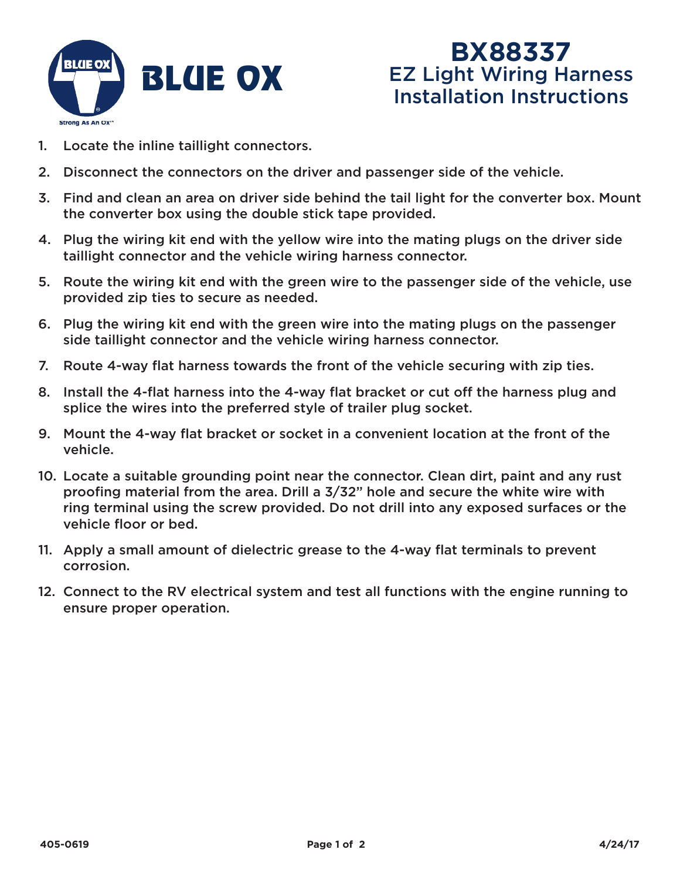BLUE OX

# BX88337

## EZ Light Wiring Harness Installation Instructions

1. Locate the inline taillight connectors.
2. Disconnect the connectors on the driver and passenger side of the vehicle.
3. Find and clean an area on driver side behind the tail light for the converter box. Mount the converter box using the double stick tape provided.
4. Plug the wiring kit end with the yellow wire into the mating plugs on the driver side taillight connector and the vehicle wiring harness connector.
5. Route the wiring kit end with the green wire to the passenger side of the vehicle, use provided zip ties to secure as needed.
6. Plug the wiring kit end with the green wire into the mating plugs on the passenger side taillight connector and the vehicle wiring harness connector.
7. Route 4-way flat harness towards the front of the vehicle securing with zip ties.
8. Install the 4-flat harness into the 4-way flat bracket or cut off the harness plug and splice the wires into the preferred style of trailer plug socket.
9. Mount the 4-way flat bracket or socket in a convenient location at the front of the vehicle.
10. Locate a suitable grounding point near the connector. Clean dirt, paint and any rust proofing material from the area. Drill a 3/32" hole and secure the white wire with ring terminal using the screw provided. Do not drill into any exposed surfaces or the vehicle floor or bed.
11. Apply a small amount of dielectric grease to the 4-way flat terminals to prevent corrosion.
12. Connect to the RV electrical system and test all functions with the engine running to ensure proper operation.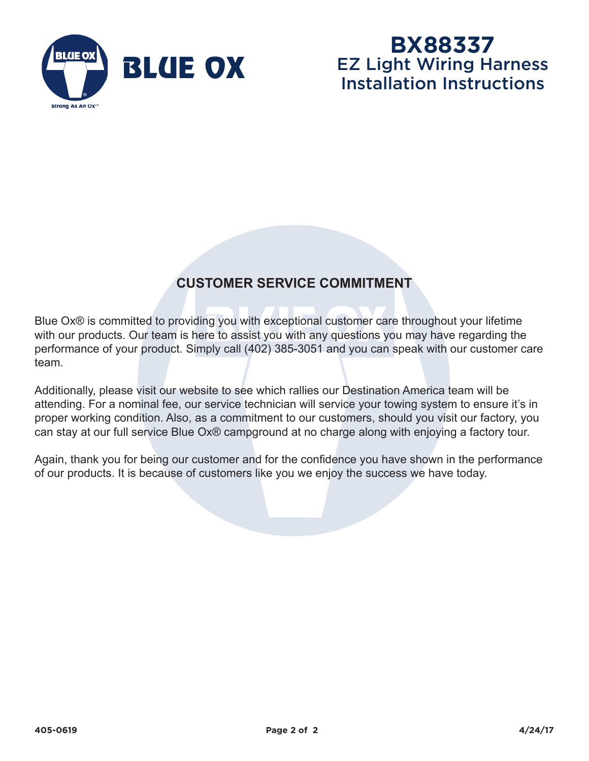# BX88337
## EZ Light Wiring Harness
## Installation Instructions

## CUSTOMER SERVICE COMMITMENT

Blue Ox® is committed to providing you with exceptional customer care throughout your lifetime with our products. Our team is here to assist you with any questions you may have regarding the performance of your product. Simply call (402) 385-3051 and you can speak with our customer care team.

Additionally, please visit our website to see which rallies our Destination America team will be attending. For a nominal fee, our service technician will service your towing system to ensure it's in proper working condition. Also, as a commitment to our customers, should you visit our factory, you can stay at our full service Blue Ox® campground at no charge along with enjoying a factory tour.

Again, thank you for being our customer and for the confidence you have shown in the performance of our products. It is because of customers like you we enjoy the success we have today.

405-0619 4/24/17